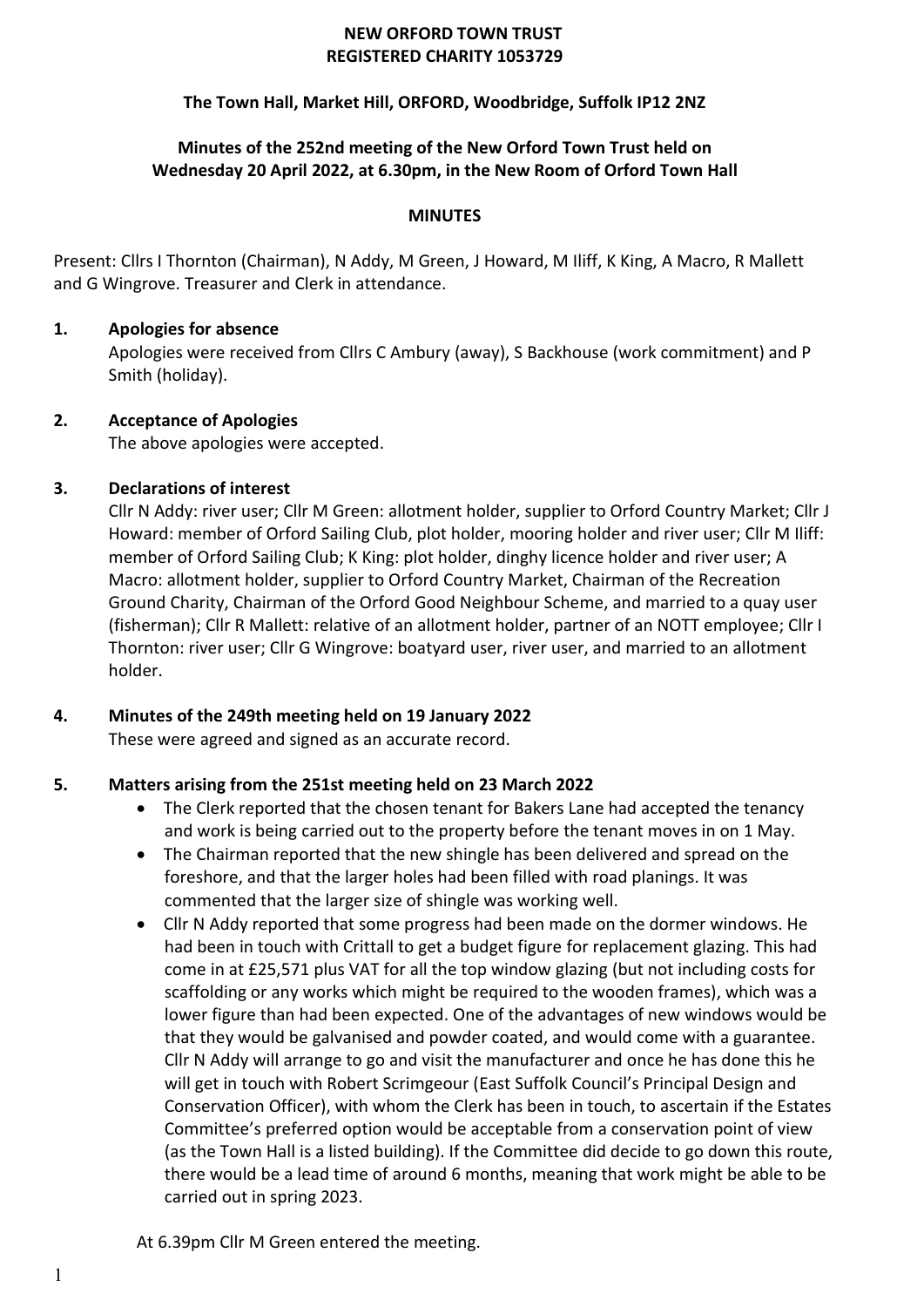**NEW ORFORD TOWN TRUST**
**REGISTERED CHARITY 1053729**

**The Town Hall, Market Hill, ORFORD, Woodbridge, Suffolk IP12 2NZ**

**Minutes of the 252nd meeting of the New Orford Town Trust held on Wednesday 20 April 2022, at 6.30pm, in the New Room of Orford Town Hall**

**MINUTES**

Present: Cllrs I Thornton (Chairman), N Addy, M Green, J Howard, M Iliff, K King, A Macro, R Mallett and G Wingrove. Treasurer and Clerk in attendance.

**1. Apologies for absence**

Apologies were received from Cllrs C Ambury (away), S Backhouse (work commitment) and P Smith (holiday).

**2. Acceptance of Apologies**

The above apologies were accepted.

**3. Declarations of interest**

Cllr N Addy: river user; Cllr M Green: allotment holder, supplier to Orford Country Market; Cllr J Howard: member of Orford Sailing Club, plot holder, mooring holder and river user; Cllr M Iliff: member of Orford Sailing Club; K King: plot holder, dinghy licence holder and river user; A Macro: allotment holder, supplier to Orford Country Market, Chairman of the Recreation Ground Charity, Chairman of the Orford Good Neighbour Scheme, and married to a quay user (fisherman); Cllr R Mallett: relative of an allotment holder, partner of an NOTT employee; Cllr I Thornton: river user; Cllr G Wingrove: boatyard user, river user, and married to an allotment holder.

**4. Minutes of the 249th meeting held on 19 January 2022**

These were agreed and signed as an accurate record.

**5. Matters arising from the 251st meeting held on 23 March 2022**

- The Clerk reported that the chosen tenant for Bakers Lane had accepted the tenancy and work is being carried out to the property before the tenant moves in on 1 May.
- The Chairman reported that the new shingle has been delivered and spread on the foreshore, and that the larger holes had been filled with road planings. It was commented that the larger size of shingle was working well.
- Cllr N Addy reported that some progress had been made on the dormer windows. He had been in touch with Crittall to get a budget figure for replacement glazing. This had come in at £25,571 plus VAT for all the top window glazing (but not including costs for scaffolding or any works which might be required to the wooden frames), which was a lower figure than had been expected. One of the advantages of new windows would be that they would be galvanised and powder coated, and would come with a guarantee. Cllr N Addy will arrange to go and visit the manufacturer and once he has done this he will get in touch with Robert Scrimgeour (East Suffolk Council's Principal Design and Conservation Officer), with whom the Clerk has been in touch, to ascertain if the Estates Committee's preferred option would be acceptable from a conservation point of view (as the Town Hall is a listed building). If the Committee did decide to go down this route, there would be a lead time of around 6 months, meaning that work might be able to be carried out in spring 2023.

At 6.39pm Cllr M Green entered the meeting.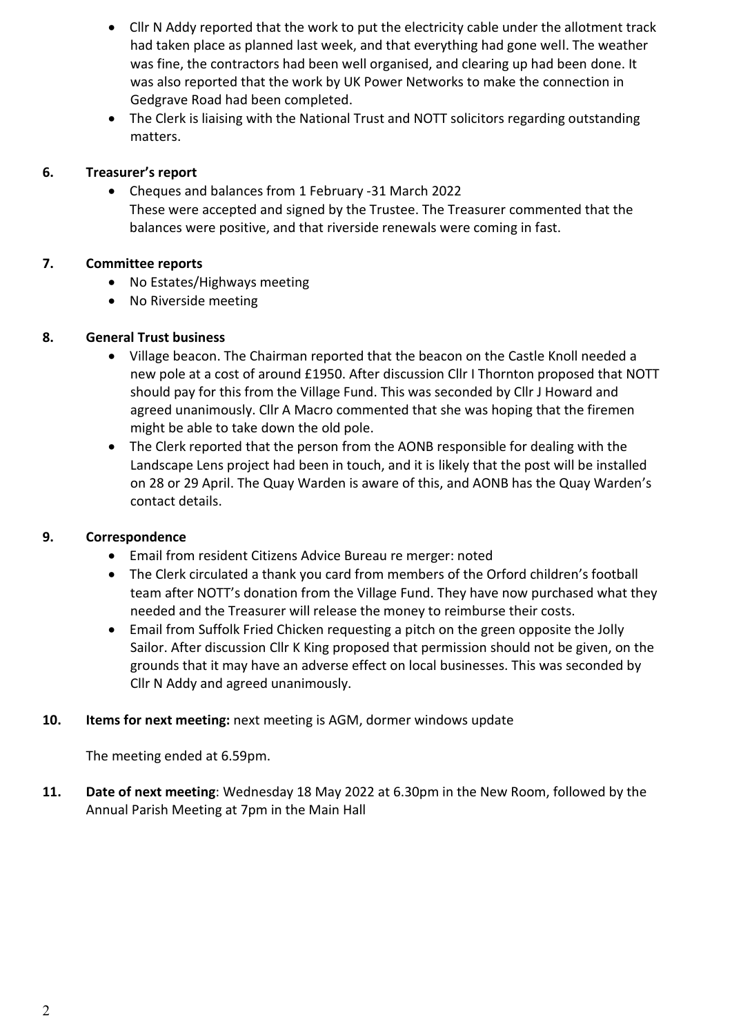- Cllr N Addy reported that the work to put the electricity cable under the allotment track had taken place as planned last week, and that everything had gone well. The weather was fine, the contractors had been well organised, and clearing up had been done. It was also reported that the work by UK Power Networks to make the connection in Gedgrave Road had been completed.
- The Clerk is liaising with the National Trust and NOTT solicitors regarding outstanding matters.

**6. Treasurer's report**

- Cheques and balances from 1 February -31 March 2022
  These were accepted and signed by the Trustee. The Treasurer commented that the balances were positive, and that riverside renewals were coming in fast.

**7. Committee reports**

- No Estates/Highways meeting
- No Riverside meeting

**8. General Trust business**

- Village beacon. The Chairman reported that the beacon on the Castle Knoll needed a new pole at a cost of around £1950. After discussion Cllr I Thornton proposed that NOTT should pay for this from the Village Fund. This was seconded by Cllr J Howard and agreed unanimously. Cllr A Macro commented that she was hoping that the firemen might be able to take down the old pole.
- The Clerk reported that the person from the AONB responsible for dealing with the Landscape Lens project had been in touch, and it is likely that the post will be installed on 28 or 29 April. The Quay Warden is aware of this, and AONB has the Quay Warden's contact details.

**9. Correspondence**

- Email from resident Citizens Advice Bureau re merger: noted
- The Clerk circulated a thank you card from members of the Orford children's football team after NOTT's donation from the Village Fund. They have now purchased what they needed and the Treasurer will release the money to reimburse their costs.
- Email from Suffolk Fried Chicken requesting a pitch on the green opposite the Jolly Sailor. After discussion Cllr K King proposed that permission should not be given, on the grounds that it may have an adverse effect on local businesses. This was seconded by Cllr N Addy and agreed unanimously.

**10. Items for next meeting:** next meeting is AGM, dormer windows update

The meeting ended at 6.59pm.

**11. Date of next meeting**: Wednesday 18 May 2022 at 6.30pm in the New Room, followed by the Annual Parish Meeting at 7pm in the Main Hall